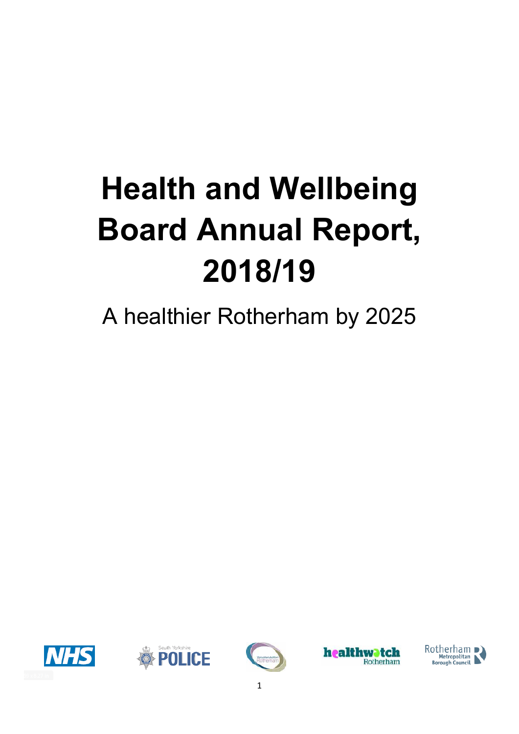# Health and Wellbeing Board Annual Report, 2018/19

A healthier Rotherham by 2025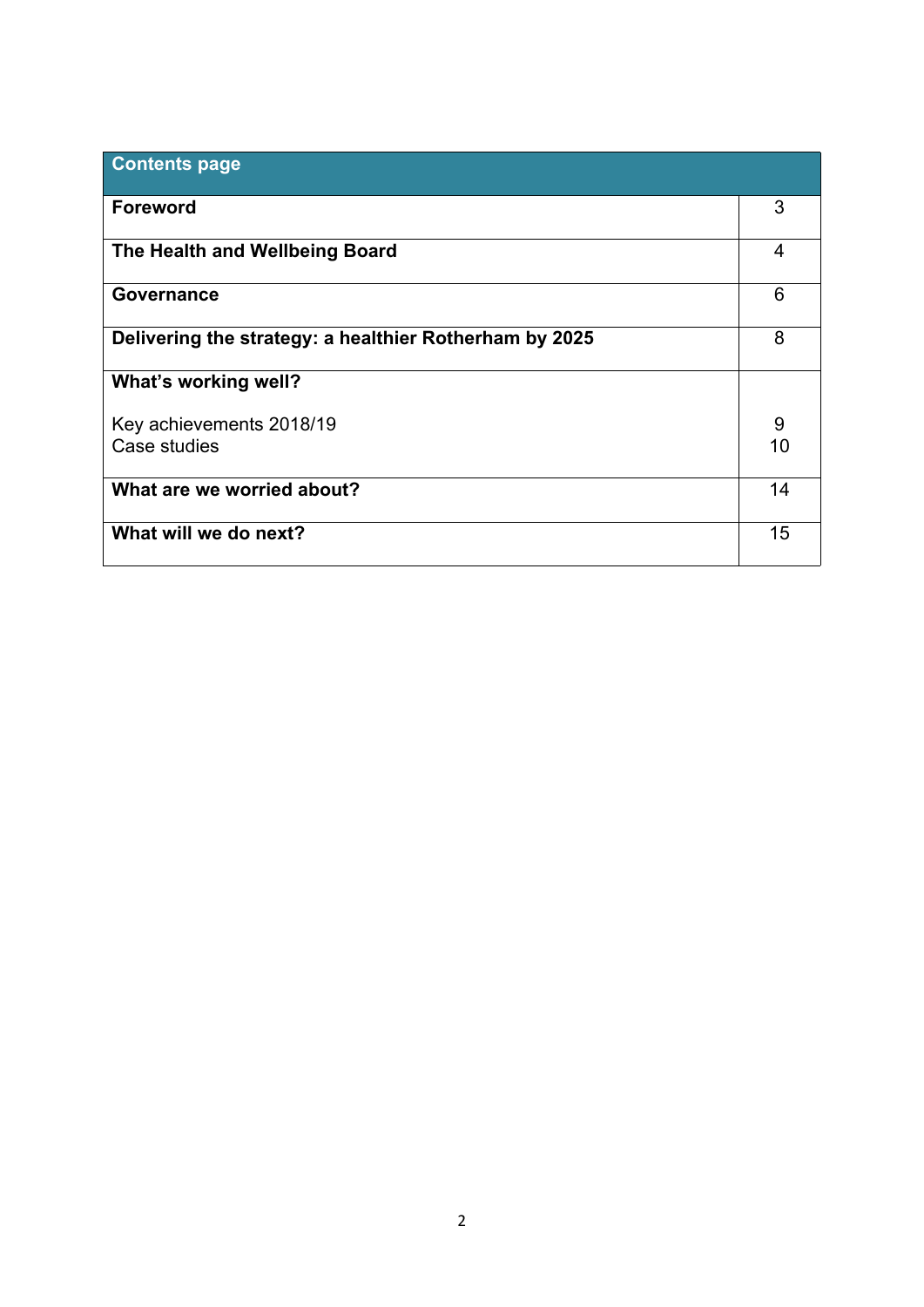| Contents page | |
|---|---|
| **Foreword** | 3 |
| **The Health and Wellbeing Board** | 4 |
| **Governance** | 6 |
| **Delivering the strategy: a healthier Rotherham by 2025** | 8 |
| **What's working well?** | |
| Key achievements 2018/19 | 9 |
| Case studies | 10 |
| **What are we worried about?** | 14 |
| **What will we do next?** | 15 |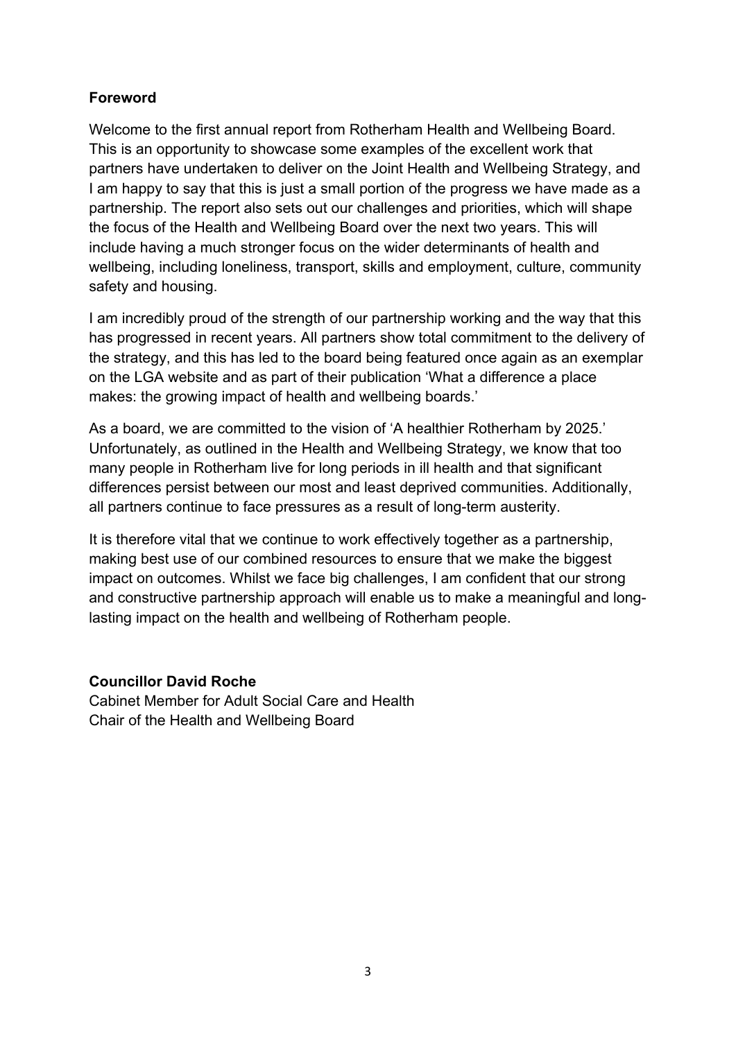## Foreword

Welcome to the first annual report from Rotherham Health and Wellbeing Board. This is an opportunity to showcase some examples of the excellent work that partners have undertaken to deliver on the Joint Health and Wellbeing Strategy, and I am happy to say that this is just a small portion of the progress we have made as a partnership. The report also sets out our challenges and priorities, which will shape the focus of the Health and Wellbeing Board over the next two years. This will include having a much stronger focus on the wider determinants of health and wellbeing, including loneliness, transport, skills and employment, culture, community safety and housing.

I am incredibly proud of the strength of our partnership working and the way that this has progressed in recent years. All partners show total commitment to the delivery of the strategy, and this has led to the board being featured once again as an exemplar on the LGA website and as part of their publication 'What a difference a place makes: the growing impact of health and wellbeing boards.'

As a board, we are committed to the vision of 'A healthier Rotherham by 2025.' Unfortunately, as outlined in the Health and Wellbeing Strategy, we know that too many people in Rotherham live for long periods in ill health and that significant differences persist between our most and least deprived communities. Additionally, all partners continue to face pressures as a result of long-term austerity.

It is therefore vital that we continue to work effectively together as a partnership, making best use of our combined resources to ensure that we make the biggest impact on outcomes. Whilst we face big challenges, I am confident that our strong and constructive partnership approach will enable us to make a meaningful and long-lasting impact on the health and wellbeing of Rotherham people.

**Councillor David Roche**
Cabinet Member for Adult Social Care and Health
Chair of the Health and Wellbeing Board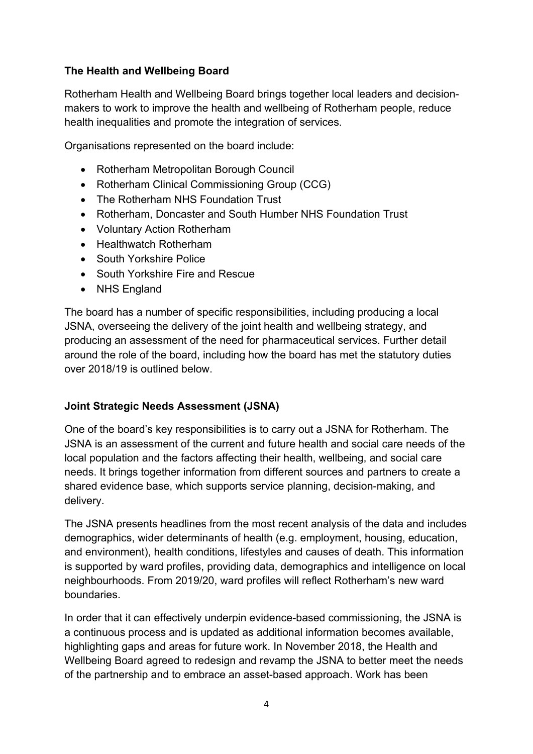## The Health and Wellbeing Board

Rotherham Health and Wellbeing Board brings together local leaders and decision-makers to work to improve the health and wellbeing of Rotherham people, reduce health inequalities and promote the integration of services.

Organisations represented on the board include:

- Rotherham Metropolitan Borough Council
- Rotherham Clinical Commissioning Group (CCG)
- The Rotherham NHS Foundation Trust
- Rotherham, Doncaster and South Humber NHS Foundation Trust
- Voluntary Action Rotherham
- Healthwatch Rotherham
- South Yorkshire Police
- South Yorkshire Fire and Rescue
- NHS England

The board has a number of specific responsibilities, including producing a local JSNA, overseeing the delivery of the joint health and wellbeing strategy, and producing an assessment of the need for pharmaceutical services. Further detail around the role of the board, including how the board has met the statutory duties over 2018/19 is outlined below.

## Joint Strategic Needs Assessment (JSNA)

One of the board's key responsibilities is to carry out a JSNA for Rotherham. The JSNA is an assessment of the current and future health and social care needs of the local population and the factors affecting their health, wellbeing, and social care needs. It brings together information from different sources and partners to create a shared evidence base, which supports service planning, decision-making, and delivery.

The JSNA presents headlines from the most recent analysis of the data and includes demographics, wider determinants of health (e.g. employment, housing, education, and environment), health conditions, lifestyles and causes of death. This information is supported by ward profiles, providing data, demographics and intelligence on local neighbourhoods. From 2019/20, ward profiles will reflect Rotherham's new ward boundaries.

In order that it can effectively underpin evidence-based commissioning, the JSNA is a continuous process and is updated as additional information becomes available, highlighting gaps and areas for future work. In November 2018, the Health and Wellbeing Board agreed to redesign and revamp the JSNA to better meet the needs of the partnership and to embrace an asset-based approach. Work has been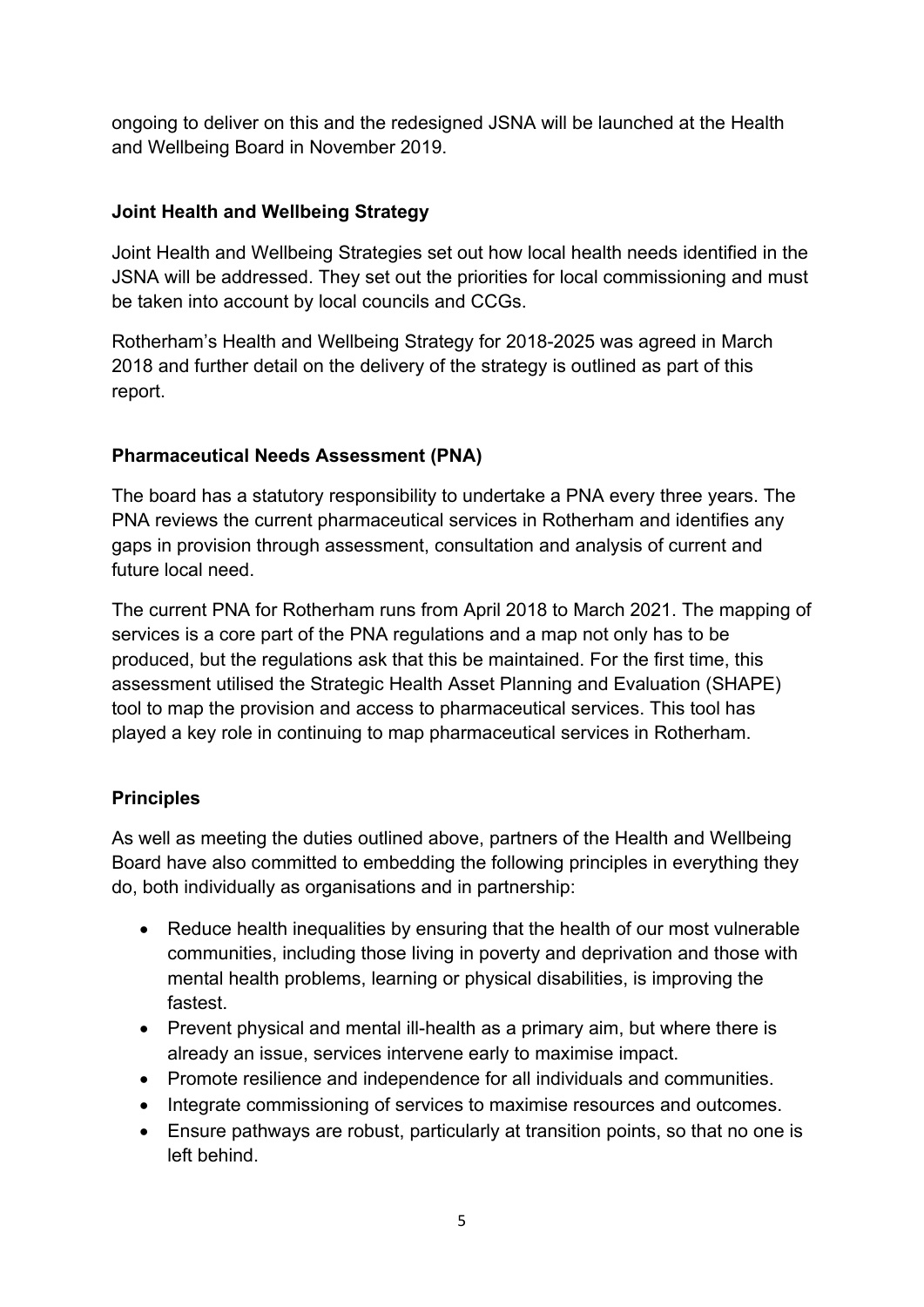ongoing to deliver on this and the redesigned JSNA will be launched at the Health and Wellbeing Board in November 2019.

**Joint Health and Wellbeing Strategy**

Joint Health and Wellbeing Strategies set out how local health needs identified in the JSNA will be addressed. They set out the priorities for local commissioning and must be taken into account by local councils and CCGs.

Rotherham's Health and Wellbeing Strategy for 2018-2025 was agreed in March 2018 and further detail on the delivery of the strategy is outlined as part of this report.

**Pharmaceutical Needs Assessment (PNA)**

The board has a statutory responsibility to undertake a PNA every three years. The PNA reviews the current pharmaceutical services in Rotherham and identifies any gaps in provision through assessment, consultation and analysis of current and future local need.

The current PNA for Rotherham runs from April 2018 to March 2021. The mapping of services is a core part of the PNA regulations and a map not only has to be produced, but the regulations ask that this be maintained. For the first time, this assessment utilised the Strategic Health Asset Planning and Evaluation (SHAPE) tool to map the provision and access to pharmaceutical services. This tool has played a key role in continuing to map pharmaceutical services in Rotherham.

**Principles**

As well as meeting the duties outlined above, partners of the Health and Wellbeing Board have also committed to embedding the following principles in everything they do, both individually as organisations and in partnership:

- Reduce health inequalities by ensuring that the health of our most vulnerable communities, including those living in poverty and deprivation and those with mental health problems, learning or physical disabilities, is improving the fastest.
- Prevent physical and mental ill-health as a primary aim, but where there is already an issue, services intervene early to maximise impact.
- Promote resilience and independence for all individuals and communities.
- Integrate commissioning of services to maximise resources and outcomes.
- Ensure pathways are robust, particularly at transition points, so that no one is left behind.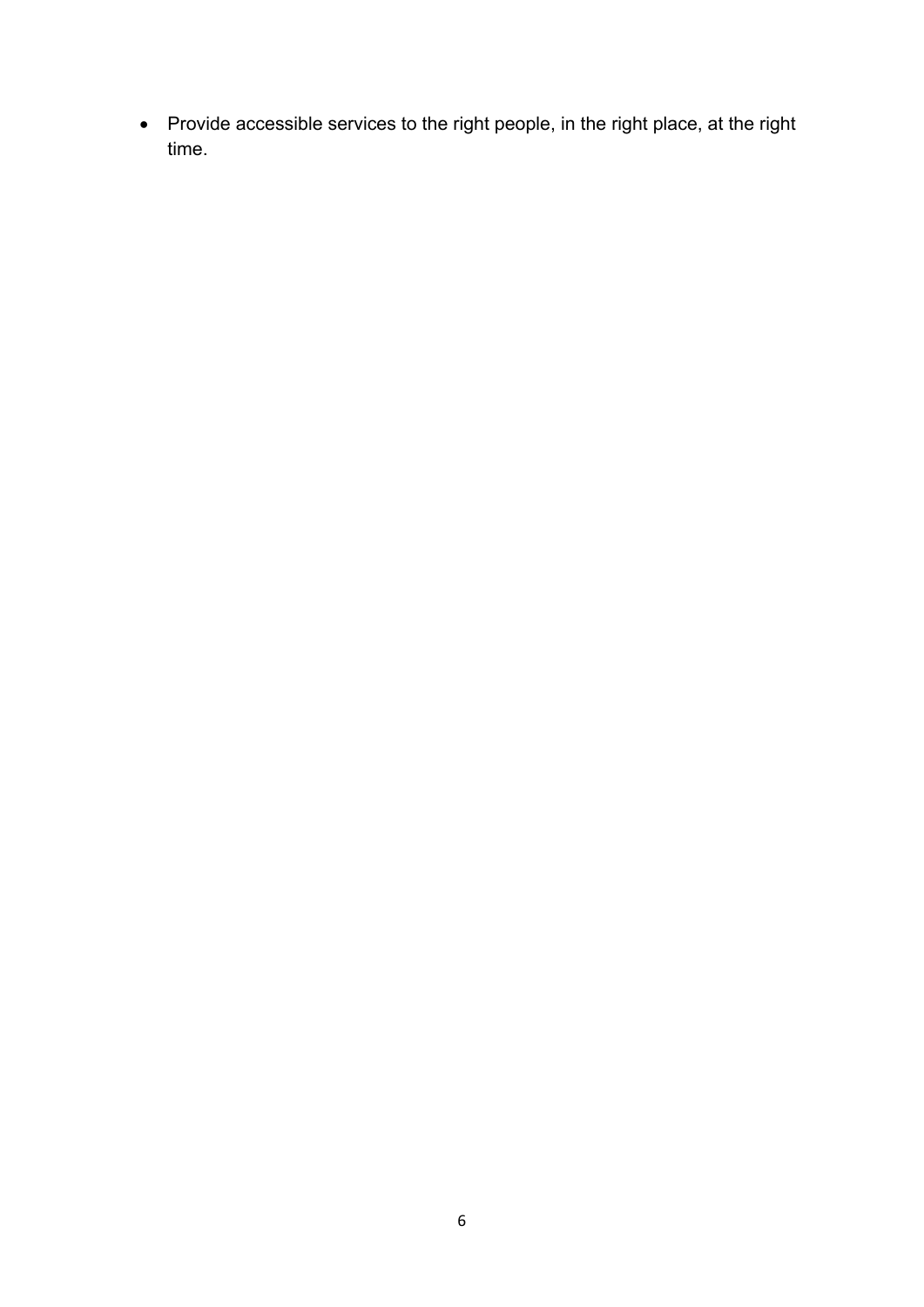- Provide accessible services to the right people, in the right place, at the right time.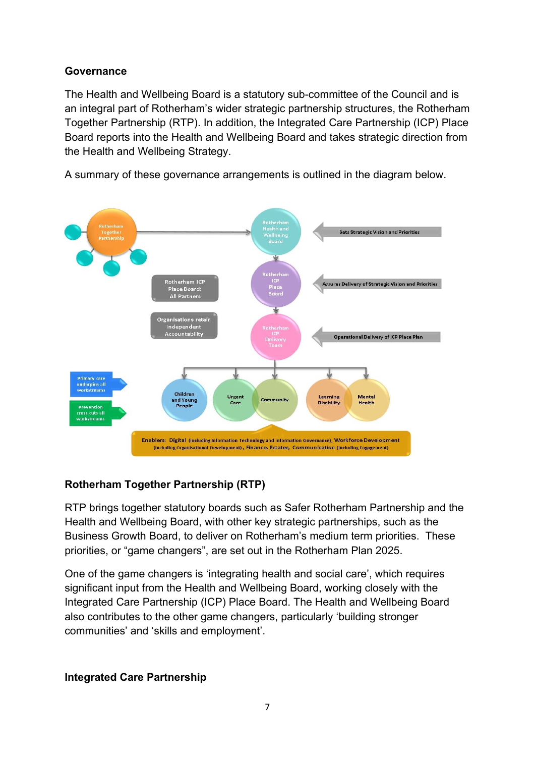## Governance

The Health and Wellbeing Board is a statutory sub-committee of the Council and is an integral part of Rotherham's wider strategic partnership structures, the Rotherham Together Partnership (RTP). In addition, the Integrated Care Partnership (ICP) Place Board reports into the Health and Wellbeing Board and takes strategic direction from the Health and Wellbeing Strategy.

A summary of these governance arrangements is outlined in the diagram below.

Rotherham Together Partnership

Rotherham Health and Wellbeing Board

Sets Strategic Vision and Priorities

Rotherham ICP Place Board: All Partners

Rotherham ICP Place Board

Assures Delivery of Strategic Vision and Priorities

Organisations retain Independent Accountability

Rotherham ICP Delivery Team

Operational Delivery of ICP Place Plan

Primary care underpins all workstreams

Prevention cross cuts all workstreams

Children and Young People

Urgent Care

Community

Learning Disability

Mental Health

Enablers: Digital (including Information Technology and Information Governance), Workforce Development (including Organisational Development), Finance, Estates, Communication (including Engagement)

## Rotherham Together Partnership (RTP)

RTP brings together statutory boards such as Safer Rotherham Partnership and the Health and Wellbeing Board, with other key strategic partnerships, such as the Business Growth Board, to deliver on Rotherham's medium term priorities. These priorities, or "game changers", are set out in the Rotherham Plan 2025.

One of the game changers is 'integrating health and social care', which requires significant input from the Health and Wellbeing Board, working closely with the Integrated Care Partnership (ICP) Place Board. The Health and Wellbeing Board also contributes to the other game changers, particularly 'building stronger communities' and 'skills and employment'.

## Integrated Care Partnership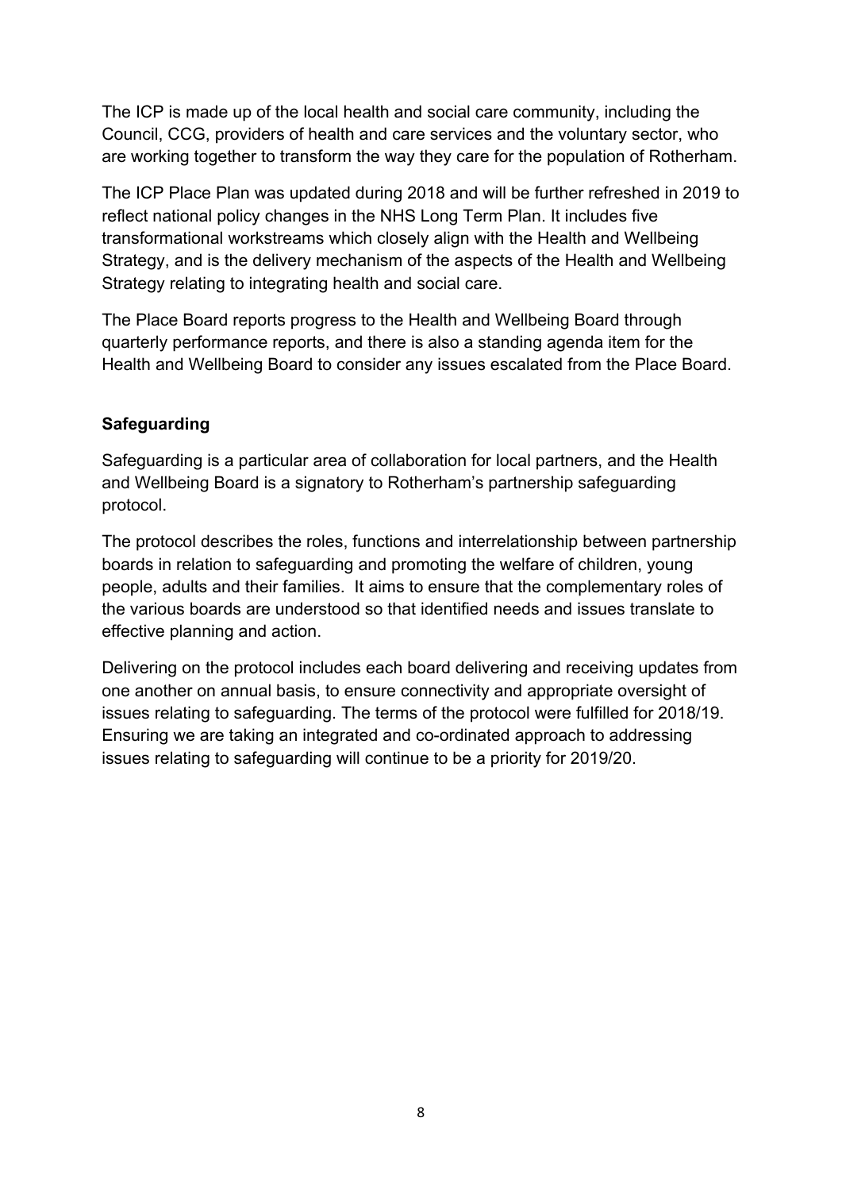The ICP is made up of the local health and social care community, including the Council, CCG, providers of health and care services and the voluntary sector, who are working together to transform the way they care for the population of Rotherham.

The ICP Place Plan was updated during 2018 and will be further refreshed in 2019 to reflect national policy changes in the NHS Long Term Plan. It includes five transformational workstreams which closely align with the Health and Wellbeing Strategy, and is the delivery mechanism of the aspects of the Health and Wellbeing Strategy relating to integrating health and social care.

The Place Board reports progress to the Health and Wellbeing Board through quarterly performance reports, and there is also a standing agenda item for the Health and Wellbeing Board to consider any issues escalated from the Place Board.

**Safeguarding**

Safeguarding is a particular area of collaboration for local partners, and the Health and Wellbeing Board is a signatory to Rotherham's partnership safeguarding protocol.

The protocol describes the roles, functions and interrelationship between partnership boards in relation to safeguarding and promoting the welfare of children, young people, adults and their families. It aims to ensure that the complementary roles of the various boards are understood so that identified needs and issues translate to effective planning and action.

Delivering on the protocol includes each board delivering and receiving updates from one another on annual basis, to ensure connectivity and appropriate oversight of issues relating to safeguarding. The terms of the protocol were fulfilled for 2018/19. Ensuring we are taking an integrated and co-ordinated approach to addressing issues relating to safeguarding will continue to be a priority for 2019/20.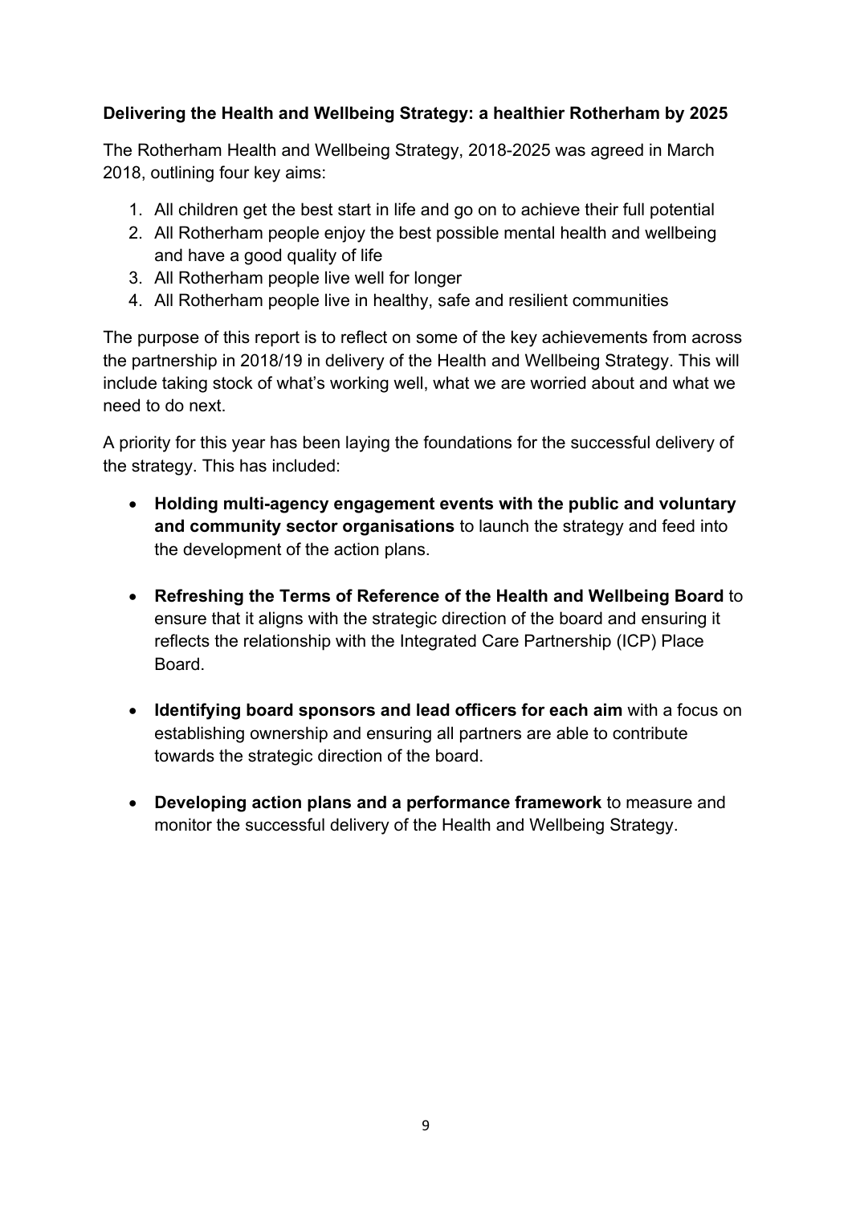## Delivering the Health and Wellbeing Strategy: a healthier Rotherham by 2025

The Rotherham Health and Wellbeing Strategy, 2018-2025 was agreed in March 2018, outlining four key aims:

1. All children get the best start in life and go on to achieve their full potential
2. All Rotherham people enjoy the best possible mental health and wellbeing and have a good quality of life
3. All Rotherham people live well for longer
4. All Rotherham people live in healthy, safe and resilient communities

The purpose of this report is to reflect on some of the key achievements from across the partnership in 2018/19 in delivery of the Health and Wellbeing Strategy. This will include taking stock of what's working well, what we are worried about and what we need to do next.

A priority for this year has been laying the foundations for the successful delivery of the strategy. This has included:

- **Holding multi-agency engagement events with the public and voluntary and community sector organisations** to launch the strategy and feed into the development of the action plans.

- **Refreshing the Terms of Reference of the Health and Wellbeing Board** to ensure that it aligns with the strategic direction of the board and ensuring it reflects the relationship with the Integrated Care Partnership (ICP) Place Board.

- **Identifying board sponsors and lead officers for each aim** with a focus on establishing ownership and ensuring all partners are able to contribute towards the strategic direction of the board.

- **Developing action plans and a performance framework** to measure and monitor the successful delivery of the Health and Wellbeing Strategy.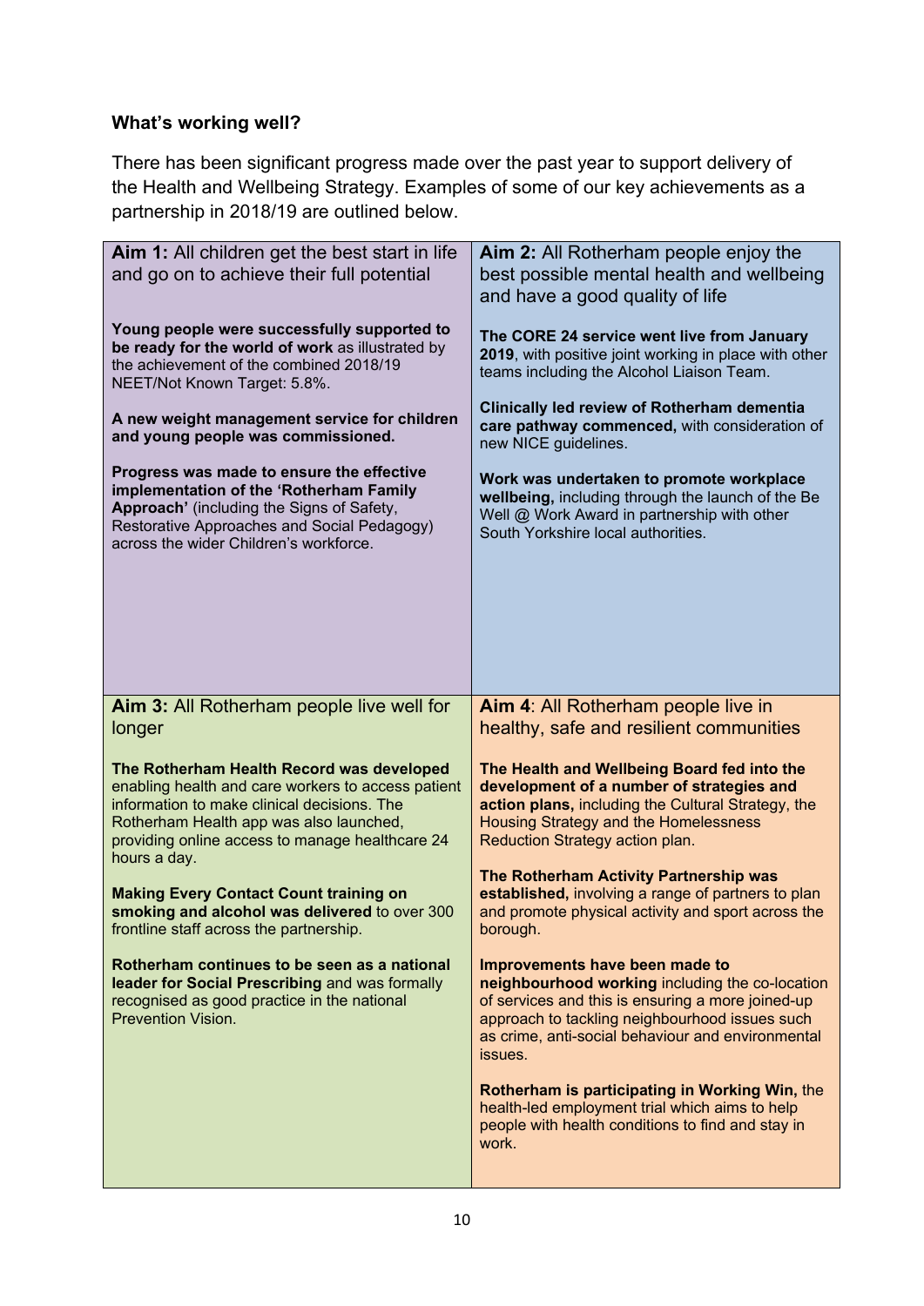**What's working well?**

There has been significant progress made over the past year to support delivery of the Health and Wellbeing Strategy. Examples of some of our key achievements as a partnership in 2018/19 are outlined below.

| **Aim 1:** All children get the best start in life and go on to achieve their full potential | **Aim 2:** All Rotherham people enjoy the best possible mental health and wellbeing and have a good quality of life |
|---|---|
| **Young people were successfully supported to be ready for the world of work** as illustrated by the achievement of the combined 2018/19 NEET/Not Known Target: 5.8%.<br><br>**A new weight management service for children and young people was commissioned.**<br><br>**Progress was made to ensure the effective implementation of the 'Rotherham Family Approach'** (including the Signs of Safety, Restorative Approaches and Social Pedagogy) across the wider Children's workforce. | **The CORE 24 service went live from January 2019**, with positive joint working in place with other teams including the Alcohol Liaison Team.<br><br>**Clinically led review of Rotherham dementia care pathway commenced,** with consideration of new NICE guidelines.<br><br>**Work was undertaken to promote workplace wellbeing,** including through the launch of the Be Well @ Work Award in partnership with other South Yorkshire local authorities. |
| **Aim 3:** All Rotherham people live well for longer | **Aim 4**: All Rotherham people live in healthy, safe and resilient communities |
| **The Rotherham Health Record was developed** enabling health and care workers to access patient information to make clinical decisions. The Rotherham Health app was also launched, providing online access to manage healthcare 24 hours a day.<br><br>**Making Every Contact Count training on smoking and alcohol was delivered** to over 300 frontline staff across the partnership.<br><br>**Rotherham continues to be seen as a national leader for Social Prescribing** and was formally recognised as good practice in the national Prevention Vision. | **The Health and Wellbeing Board fed into the development of a number of strategies and action plans,** including the Cultural Strategy, the Housing Strategy and the Homelessness Reduction Strategy action plan.<br><br>**The Rotherham Activity Partnership was established,** involving a range of partners to plan and promote physical activity and sport across the borough.<br><br>**Improvements have been made to neighbourhood working** including the co-location of services and this is ensuring a more joined-up approach to tackling neighbourhood issues such as crime, anti-social behaviour and environmental issues.<br><br>**Rotherham is participating in Working Win,** the health-led employment trial which aims to help people with health conditions to find and stay in work. |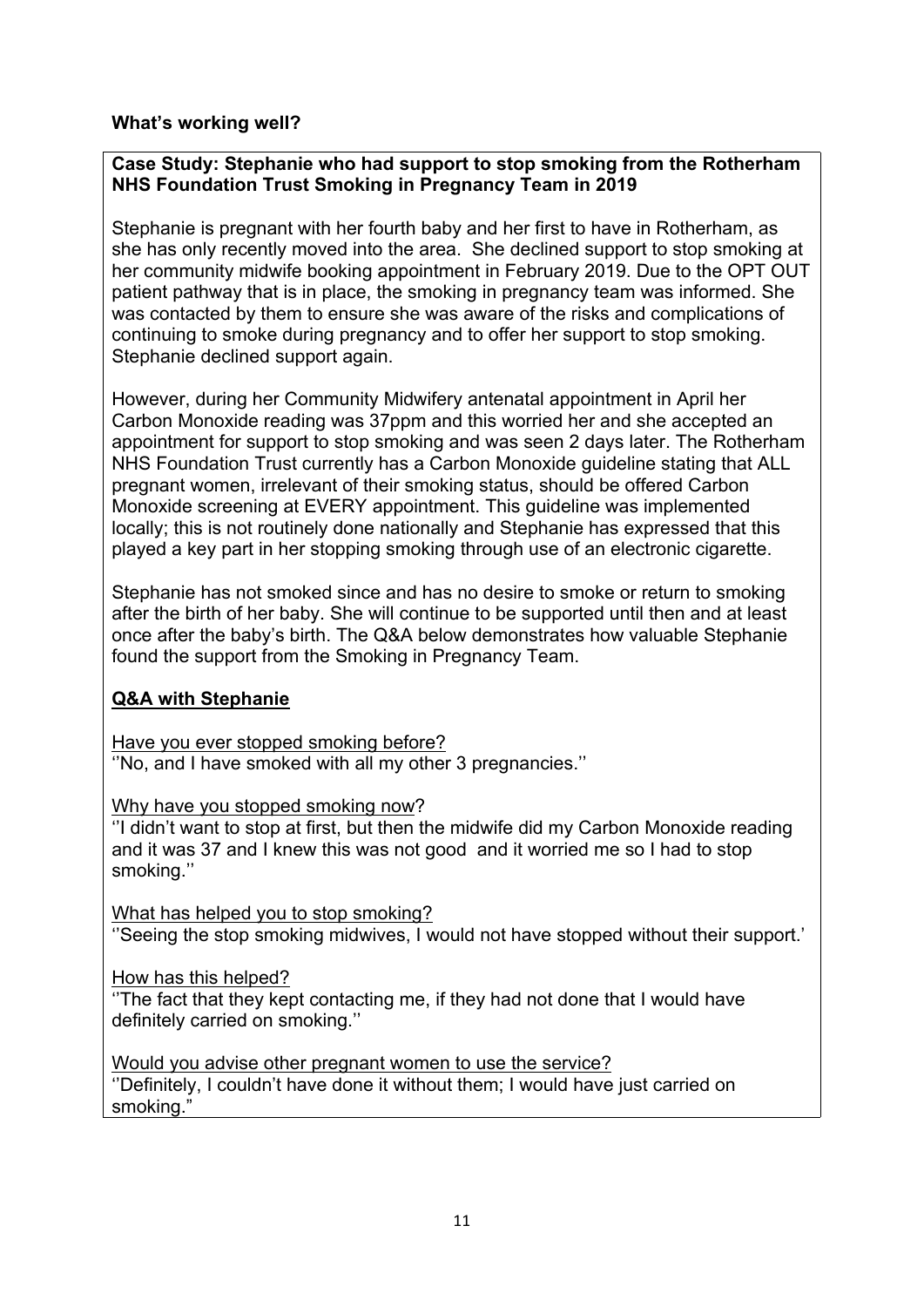**What's working well?**

**Case Study: Stephanie who had support to stop smoking from the Rotherham NHS Foundation Trust Smoking in Pregnancy Team in 2019**

Stephanie is pregnant with her fourth baby and her first to have in Rotherham, as she has only recently moved into the area. She declined support to stop smoking at her community midwife booking appointment in February 2019. Due to the OPT OUT patient pathway that is in place, the smoking in pregnancy team was informed. She was contacted by them to ensure she was aware of the risks and complications of continuing to smoke during pregnancy and to offer her support to stop smoking. Stephanie declined support again.

However, during her Community Midwifery antenatal appointment in April her Carbon Monoxide reading was 37ppm and this worried her and she accepted an appointment for support to stop smoking and was seen 2 days later. The Rotherham NHS Foundation Trust currently has a Carbon Monoxide guideline stating that ALL pregnant women, irrelevant of their smoking status, should be offered Carbon Monoxide screening at EVERY appointment. This guideline was implemented locally; this is not routinely done nationally and Stephanie has expressed that this played a key part in her stopping smoking through use of an electronic cigarette.

Stephanie has not smoked since and has no desire to smoke or return to smoking after the birth of her baby. She will continue to be supported until then and at least once after the baby's birth. The Q&A below demonstrates how valuable Stephanie found the support from the Smoking in Pregnancy Team.

**Q&A with Stephanie**

Have you ever stopped smoking before?
''No, and I have smoked with all my other 3 pregnancies.''

Why have you stopped smoking now?
''I didn't want to stop at first, but then the midwife did my Carbon Monoxide reading and it was 37 and I knew this was not good and it worried me so I had to stop smoking.''

What has helped you to stop smoking?
''Seeing the stop smoking midwives, I would not have stopped without their support.'

How has this helped?
''The fact that they kept contacting me, if they had not done that I would have definitely carried on smoking.''

Would you advise other pregnant women to use the service?
''Definitely, I couldn't have done it without them; I would have just carried on smoking."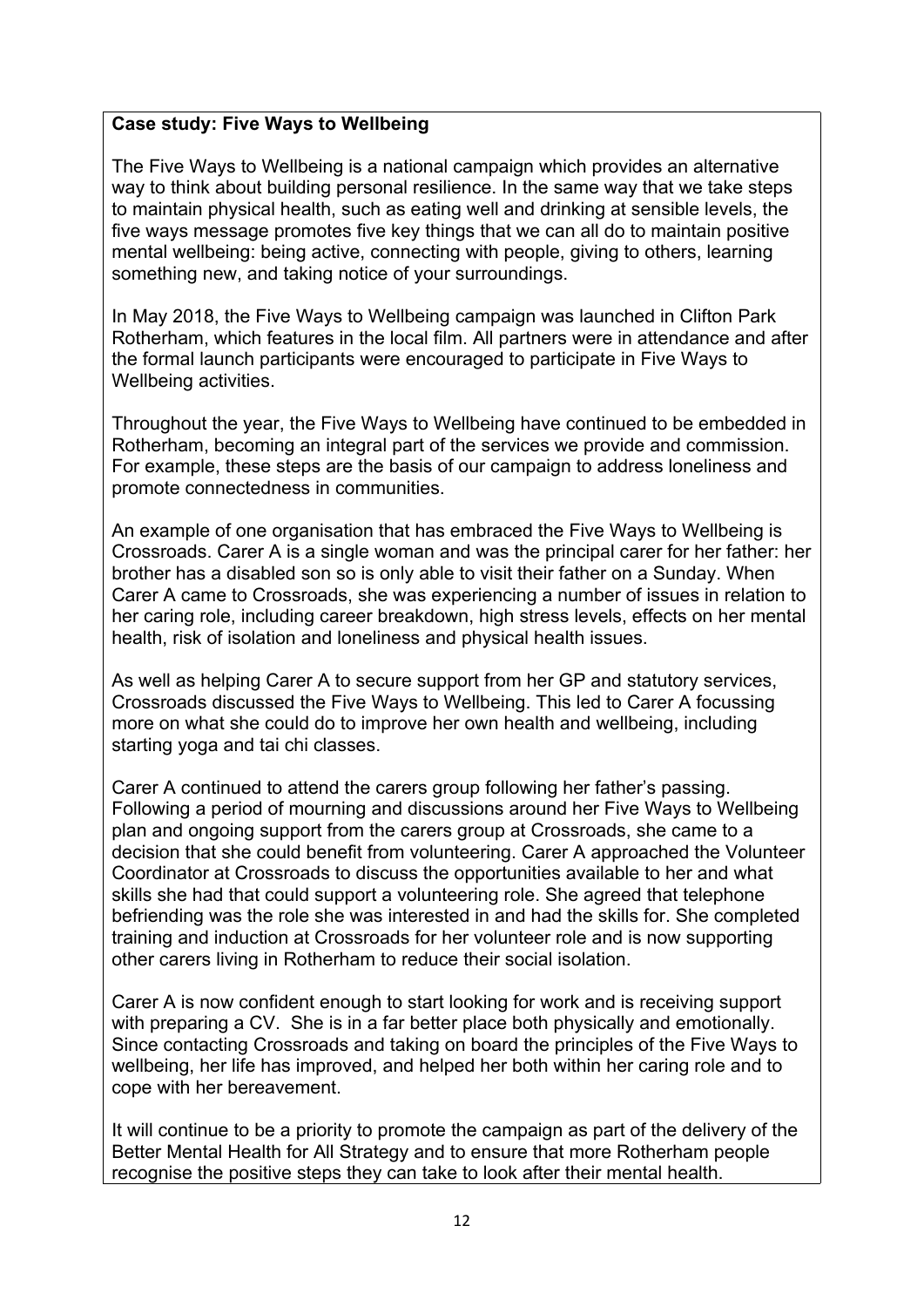**Case study: Five Ways to Wellbeing**

The Five Ways to Wellbeing is a national campaign which provides an alternative way to think about building personal resilience. In the same way that we take steps to maintain physical health, such as eating well and drinking at sensible levels, the five ways message promotes five key things that we can all do to maintain positive mental wellbeing: being active, connecting with people, giving to others, learning something new, and taking notice of your surroundings.

In May 2018, the Five Ways to Wellbeing campaign was launched in Clifton Park Rotherham, which features in the local film. All partners were in attendance and after the formal launch participants were encouraged to participate in Five Ways to Wellbeing activities.

Throughout the year, the Five Ways to Wellbeing have continued to be embedded in Rotherham, becoming an integral part of the services we provide and commission. For example, these steps are the basis of our campaign to address loneliness and promote connectedness in communities.

An example of one organisation that has embraced the Five Ways to Wellbeing is Crossroads. Carer A is a single woman and was the principal carer for her father: her brother has a disabled son so is only able to visit their father on a Sunday. When Carer A came to Crossroads, she was experiencing a number of issues in relation to her caring role, including career breakdown, high stress levels, effects on her mental health, risk of isolation and loneliness and physical health issues.

As well as helping Carer A to secure support from her GP and statutory services, Crossroads discussed the Five Ways to Wellbeing. This led to Carer A focussing more on what she could do to improve her own health and wellbeing, including starting yoga and tai chi classes.

Carer A continued to attend the carers group following her father's passing. Following a period of mourning and discussions around her Five Ways to Wellbeing plan and ongoing support from the carers group at Crossroads, she came to a decision that she could benefit from volunteering. Carer A approached the Volunteer Coordinator at Crossroads to discuss the opportunities available to her and what skills she had that could support a volunteering role. She agreed that telephone befriending was the role she was interested in and had the skills for. She completed training and induction at Crossroads for her volunteer role and is now supporting other carers living in Rotherham to reduce their social isolation.

Carer A is now confident enough to start looking for work and is receiving support with preparing a CV. She is in a far better place both physically and emotionally. Since contacting Crossroads and taking on board the principles of the Five Ways to wellbeing, her life has improved, and helped her both within her caring role and to cope with her bereavement.

It will continue to be a priority to promote the campaign as part of the delivery of the Better Mental Health for All Strategy and to ensure that more Rotherham people recognise the positive steps they can take to look after their mental health.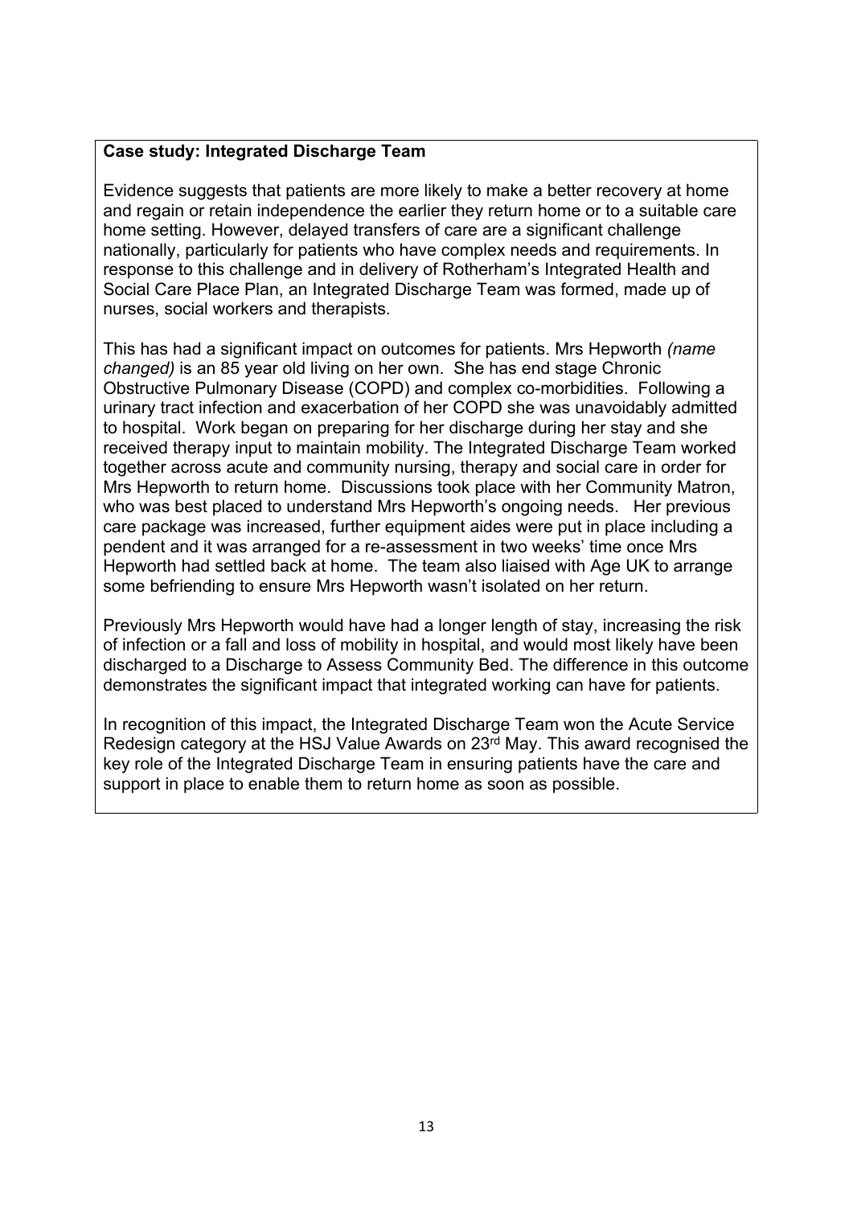**Case study: Integrated Discharge Team**

Evidence suggests that patients are more likely to make a better recovery at home and regain or retain independence the earlier they return home or to a suitable care home setting. However, delayed transfers of care are a significant challenge nationally, particularly for patients who have complex needs and requirements. In response to this challenge and in delivery of Rotherham's Integrated Health and Social Care Place Plan, an Integrated Discharge Team was formed, made up of nurses, social workers and therapists.

This has had a significant impact on outcomes for patients. Mrs Hepworth *(name changed)* is an 85 year old living on her own. She has end stage Chronic Obstructive Pulmonary Disease (COPD) and complex co-morbidities. Following a urinary tract infection and exacerbation of her COPD she was unavoidably admitted to hospital. Work began on preparing for her discharge during her stay and she received therapy input to maintain mobility. The Integrated Discharge Team worked together across acute and community nursing, therapy and social care in order for Mrs Hepworth to return home. Discussions took place with her Community Matron, who was best placed to understand Mrs Hepworth's ongoing needs. Her previous care package was increased, further equipment aides were put in place including a pendent and it was arranged for a re-assessment in two weeks' time once Mrs Hepworth had settled back at home. The team also liaised with Age UK to arrange some befriending to ensure Mrs Hepworth wasn't isolated on her return.

Previously Mrs Hepworth would have had a longer length of stay, increasing the risk of infection or a fall and loss of mobility in hospital, and would most likely have been discharged to a Discharge to Assess Community Bed. The difference in this outcome demonstrates the significant impact that integrated working can have for patients.

In recognition of this impact, the Integrated Discharge Team won the Acute Service Redesign category at the HSJ Value Awards on 23rd May. This award recognised the key role of the Integrated Discharge Team in ensuring patients have the care and support in place to enable them to return home as soon as possible.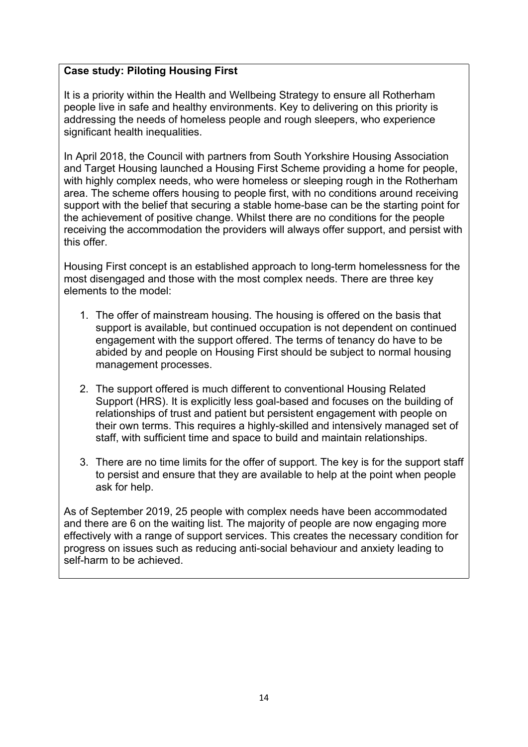**Case study: Piloting Housing First**

It is a priority within the Health and Wellbeing Strategy to ensure all Rotherham people live in safe and healthy environments. Key to delivering on this priority is addressing the needs of homeless people and rough sleepers, who experience significant health inequalities.

In April 2018, the Council with partners from South Yorkshire Housing Association and Target Housing launched a Housing First Scheme providing a home for people, with highly complex needs, who were homeless or sleeping rough in the Rotherham area. The scheme offers housing to people first, with no conditions around receiving support with the belief that securing a stable home-base can be the starting point for the achievement of positive change. Whilst there are no conditions for the people receiving the accommodation the providers will always offer support, and persist with this offer.

Housing First concept is an established approach to long-term homelessness for the most disengaged and those with the most complex needs. There are three key elements to the model:

1. The offer of mainstream housing. The housing is offered on the basis that support is available, but continued occupation is not dependent on continued engagement with the support offered. The terms of tenancy do have to be abided by and people on Housing First should be subject to normal housing management processes.
2. The support offered is much different to conventional Housing Related Support (HRS). It is explicitly less goal-based and focuses on the building of relationships of trust and patient but persistent engagement with people on their own terms. This requires a highly-skilled and intensively managed set of staff, with sufficient time and space to build and maintain relationships.
3. There are no time limits for the offer of support. The key is for the support staff to persist and ensure that they are available to help at the point when people ask for help.

As of September 2019, 25 people with complex needs have been accommodated and there are 6 on the waiting list. The majority of people are now engaging more effectively with a range of support services. This creates the necessary condition for progress on issues such as reducing anti-social behaviour and anxiety leading to self-harm to be achieved.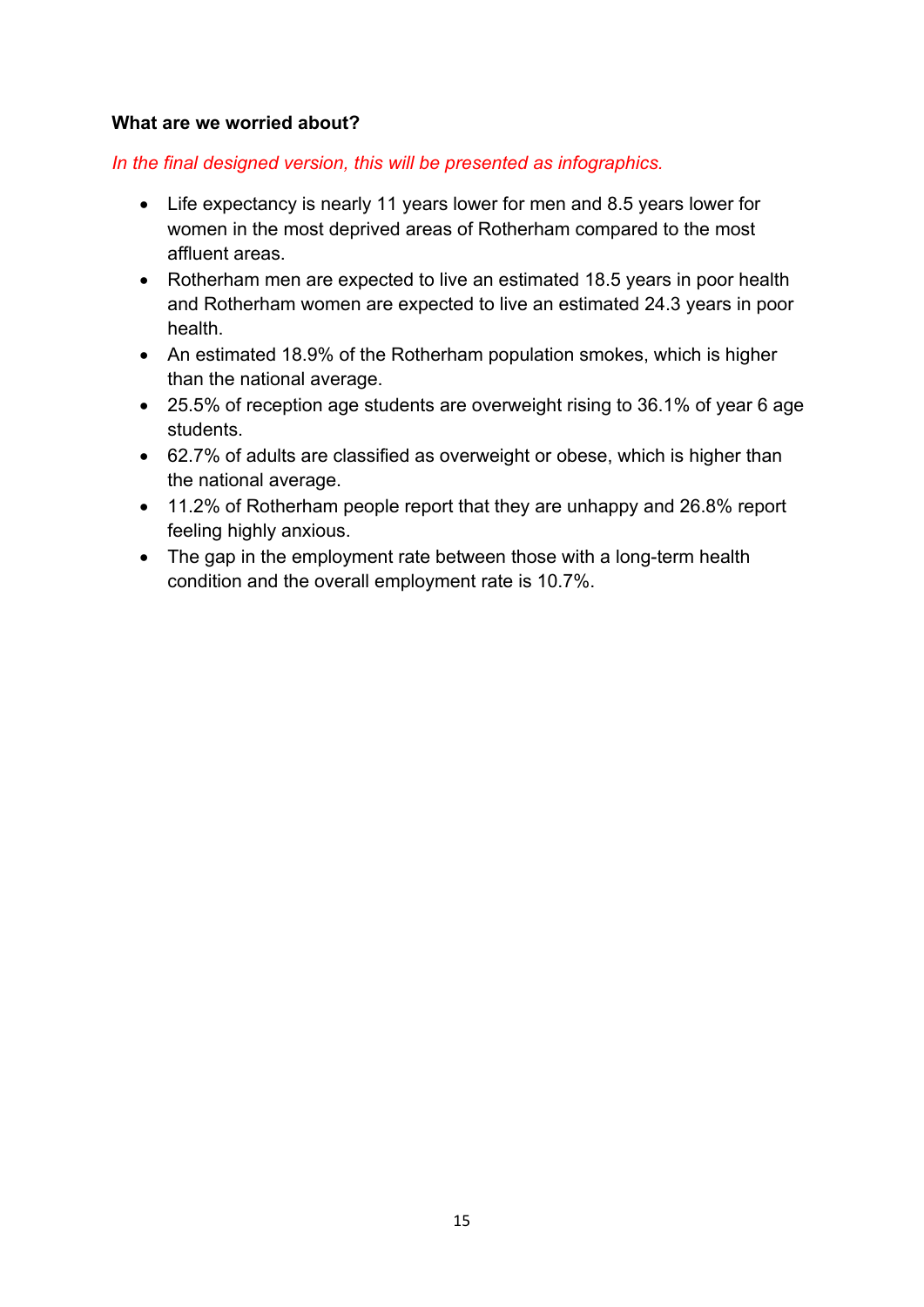**What are we worried about?**

*In the final designed version, this will be presented as infographics.*

- Life expectancy is nearly 11 years lower for men and 8.5 years lower for women in the most deprived areas of Rotherham compared to the most affluent areas.
- Rotherham men are expected to live an estimated 18.5 years in poor health and Rotherham women are expected to live an estimated 24.3 years in poor health.
- An estimated 18.9% of the Rotherham population smokes, which is higher than the national average.
- 25.5% of reception age students are overweight rising to 36.1% of year 6 age students.
- 62.7% of adults are classified as overweight or obese, which is higher than the national average.
- 11.2% of Rotherham people report that they are unhappy and 26.8% report feeling highly anxious.
- The gap in the employment rate between those with a long-term health condition and the overall employment rate is 10.7%.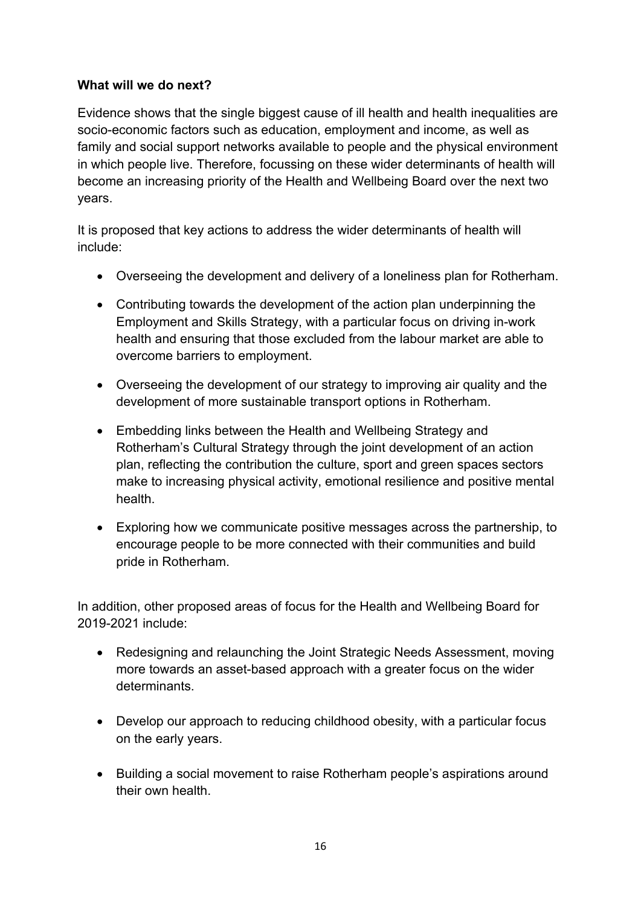**What will we do next?**

Evidence shows that the single biggest cause of ill health and health inequalities are socio-economic factors such as education, employment and income, as well as family and social support networks available to people and the physical environment in which people live. Therefore, focussing on these wider determinants of health will become an increasing priority of the Health and Wellbeing Board over the next two years.

It is proposed that key actions to address the wider determinants of health will include:

- Overseeing the development and delivery of a loneliness plan for Rotherham.
- Contributing towards the development of the action plan underpinning the Employment and Skills Strategy, with a particular focus on driving in-work health and ensuring that those excluded from the labour market are able to overcome barriers to employment.
- Overseeing the development of our strategy to improving air quality and the development of more sustainable transport options in Rotherham.
- Embedding links between the Health and Wellbeing Strategy and Rotherham's Cultural Strategy through the joint development of an action plan, reflecting the contribution the culture, sport and green spaces sectors make to increasing physical activity, emotional resilience and positive mental health.
- Exploring how we communicate positive messages across the partnership, to encourage people to be more connected with their communities and build pride in Rotherham.

In addition, other proposed areas of focus for the Health and Wellbeing Board for 2019-2021 include:

- Redesigning and relaunching the Joint Strategic Needs Assessment, moving more towards an asset-based approach with a greater focus on the wider determinants.
- Develop our approach to reducing childhood obesity, with a particular focus on the early years.
- Building a social movement to raise Rotherham people's aspirations around their own health.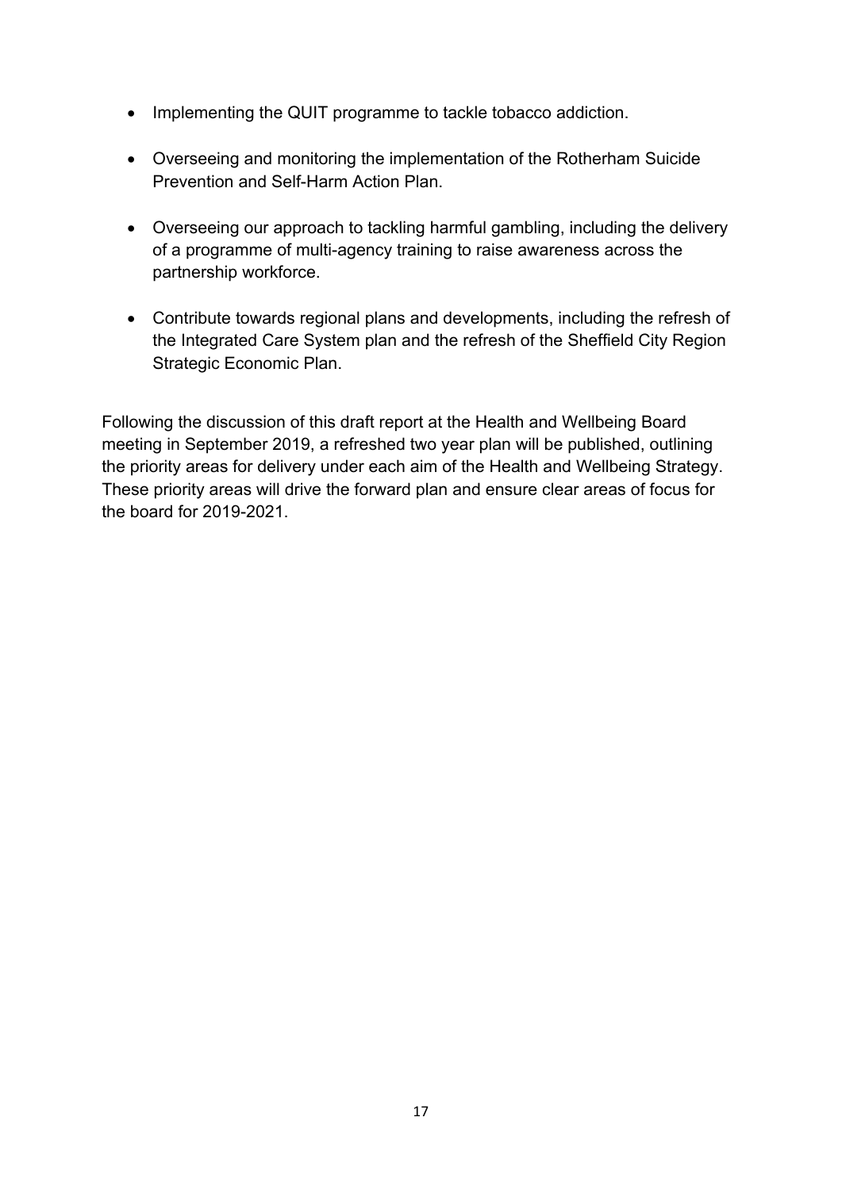- Implementing the QUIT programme to tackle tobacco addiction.
- Overseeing and monitoring the implementation of the Rotherham Suicide Prevention and Self-Harm Action Plan.
- Overseeing our approach to tackling harmful gambling, including the delivery of a programme of multi-agency training to raise awareness across the partnership workforce.
- Contribute towards regional plans and developments, including the refresh of the Integrated Care System plan and the refresh of the Sheffield City Region Strategic Economic Plan.

Following the discussion of this draft report at the Health and Wellbeing Board meeting in September 2019, a refreshed two year plan will be published, outlining the priority areas for delivery under each aim of the Health and Wellbeing Strategy. These priority areas will drive the forward plan and ensure clear areas of focus for the board for 2019-2021.